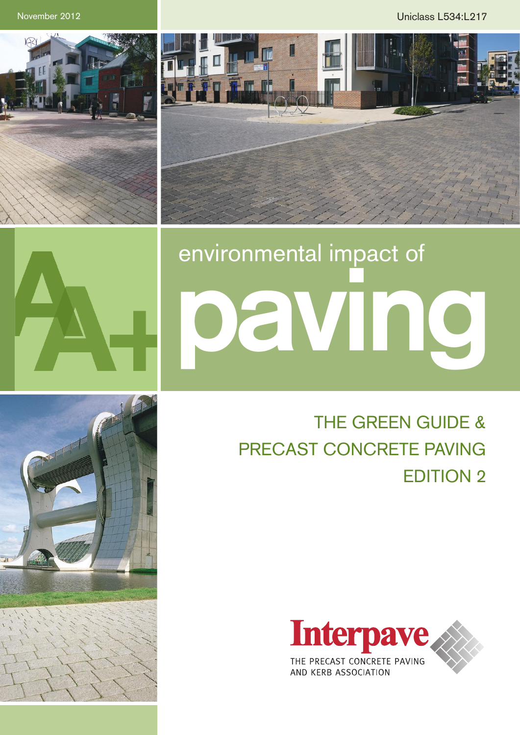November 2012

Uniclass L534:L217

# environmental impact of paving

## THE GREEN GUIDE & PRECAST CONCRETE PAVING EDITION 2

Interpave

THE PRECAST CONCRETE PAVING AND KERB ASSOCIATION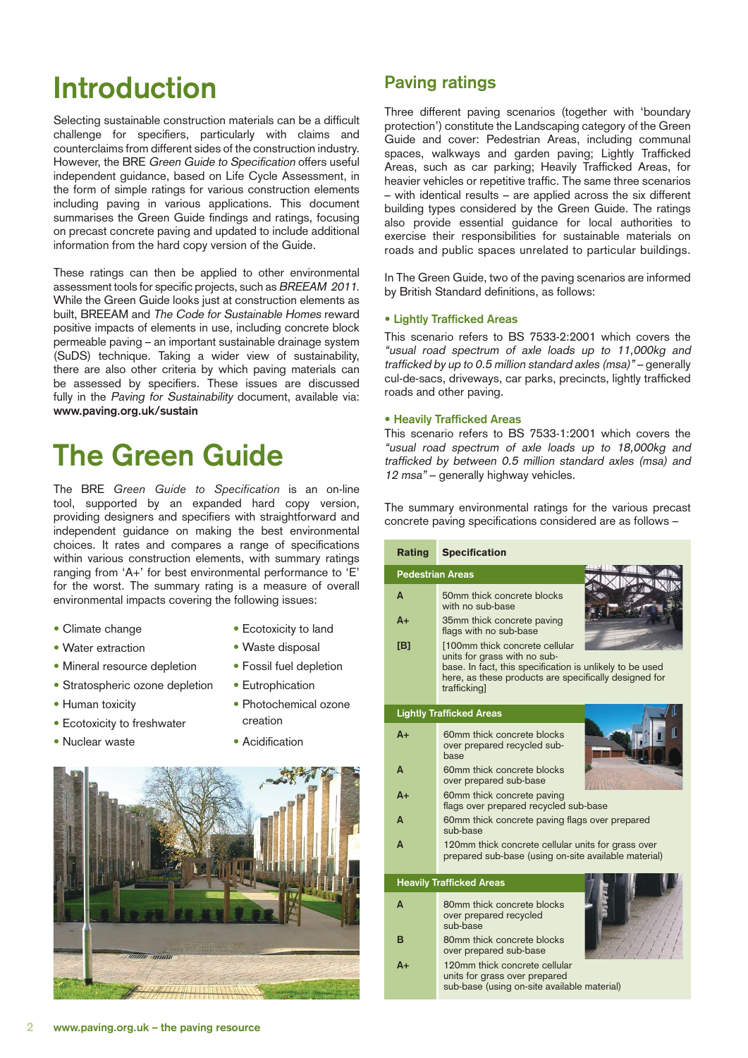# Introduction

Selecting sustainable construction materials can be a difficult challenge for specifiers, particularly with claims and counterclaims from different sides of the construction industry. However, the BRE *Green Guide to Specification* offers useful independent guidance, based on Life Cycle Assessment, in the form of simple ratings for various construction elements including paving in various applications. This document summarises the Green Guide findings and ratings, focusing on precast concrete paving and updated to include additional information from the hard copy version of the Guide.

These ratings can then be applied to other environmental assessment tools for specific projects, such as *BREEAM 2011*. While the Green Guide looks just at construction elements as built, BREEAM and *The Code for Sustainable Homes* reward positive impacts of elements in use, including concrete block permeable paving – an important sustainable drainage system (SuDS) technique. Taking a wider view of sustainability, there are also other criteria by which paving materials can be assessed by specifiers. These issues are discussed fully in the *Paving for Sustainability* document, available via: **www.paving.org.uk/sustain**

# The Green Guide

The BRE *Green Guide to Specification* is an on-line tool, supported by an expanded hard copy version, providing designers and specifiers with straightforward and independent guidance on making the best environmental choices. It rates and compares a range of specifications within various construction elements, with summary ratings ranging from 'A+' for best environmental performance to 'E' for the worst. The summary rating is a measure of overall environmental impacts covering the following issues:

- Climate change
- Water extraction
- Mineral resource depletion
- Stratospheric ozone depletion
- Human toxicity
- Ecotoxicity to freshwater
- Nuclear waste
- Ecotoxicity to land
- Waste disposal
- Fossil fuel depletion
- Eutrophication
- Photochemical ozone creation
- Acidification

## Paving ratings

Three different paving scenarios (together with 'boundary protection') constitute the Landscaping category of the Green Guide and cover: Pedestrian Areas, including communal spaces, walkways and garden paving; Lightly Trafficked Areas, such as car parking; Heavily Trafficked Areas, for heavier vehicles or repetitive traffic. The same three scenarios – with identical results – are applied across the six different building types considered by the Green Guide. The ratings also provide essential guidance for local authorities to exercise their responsibilities for sustainable materials on roads and public spaces unrelated to particular buildings.

In The Green Guide, two of the paving scenarios are informed by British Standard definitions, as follows:

**• Lightly Trafficked Areas**

This scenario refers to BS 7533-2:2001 which covers the *"usual road spectrum of axle loads up to 11,000kg and trafficked by up to 0.5 million standard axles (msa)"* – generally cul-de-sacs, driveways, car parks, precincts, lightly trafficked roads and other paving.

**• Heavily Trafficked Areas**

This scenario refers to BS 7533-1:2001 which covers the *"usual road spectrum of axle loads up to 18,000kg and trafficked by between 0.5 million standard axles (msa) and 12 msa"* – generally highway vehicles.

The summary environmental ratings for the various precast concrete paving specifications considered are as follows –

| Rating | Specification |
|---|---|
| **Pedestrian Areas** | |
| A | 50mm thick concrete blocks with no sub-base |
| A+ | 35mm thick concrete paving flags with no sub-base |
| [B] | [100mm thick concrete cellular units for grass with no sub-base. In fact, this specification is unlikely to be used here, as these products are specifically designed for trafficking] |
| **Lightly Trafficked Areas** | |
| A+ | 60mm thick concrete blocks over prepared recycled sub-base |
| A | 60mm thick concrete blocks over prepared sub-base |
| A+ | 60mm thick concrete paving flags over prepared recycled sub-base |
| A | 60mm thick concrete paving flags over prepared sub-base |
| A | 120mm thick concrete cellular units for grass over prepared sub-base (using on-site available material) |
| **Heavily Trafficked Areas** | |
| A | 80mm thick concrete blocks over prepared recycled sub-base |
| B | 80mm thick concrete blocks over prepared sub-base |
| A+ | 120mm thick concrete cellular units for grass over prepared sub-base (using on-site available material) |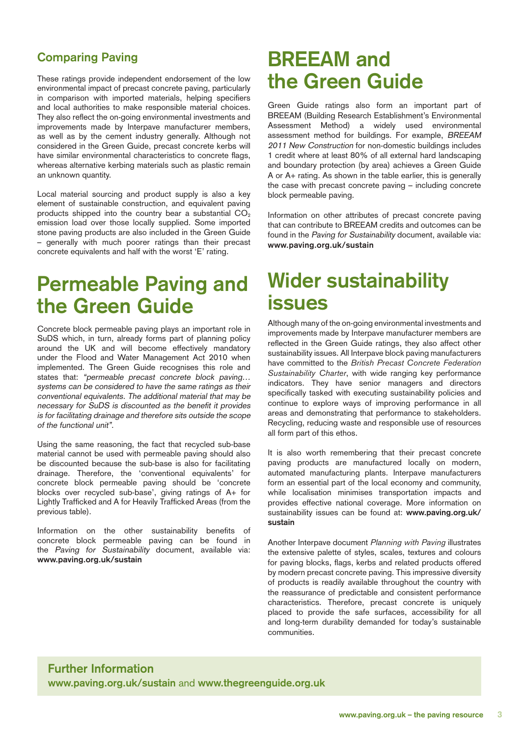### Comparing Paving

These ratings provide independent endorsement of the low environmental impact of precast concrete paving, particularly in comparison with imported materials, helping specifiers and local authorities to make responsible material choices. They also reflect the on-going environmental investments and improvements made by Interpave manufacturer members, as well as by the cement industry generally. Although not considered in the Green Guide, precast concrete kerbs will have similar environmental characteristics to concrete flags, whereas alternative kerbing materials such as plastic remain an unknown quantity.

Local material sourcing and product supply is also a key element of sustainable construction, and equivalent paving products shipped into the country bear a substantial $CO_2$ emission load over those locally supplied. Some imported stone paving products are also included in the Green Guide – generally with much poorer ratings than their precast concrete equivalents and half with the worst 'E' rating.

# Permeable Paving and the Green Guide

Concrete block permeable paving plays an important role in SuDS which, in turn, already forms part of planning policy around the UK and will become effectively mandatory under the Flood and Water Management Act 2010 when implemented. The Green Guide recognises this role and states that: *"permeable precast concrete block paving… systems can be considered to have the same ratings as their conventional equivalents. The additional material that may be necessary for SuDS is discounted as the benefit it provides is for facilitating drainage and therefore sits outside the scope of the functional unit"*.

Using the same reasoning, the fact that recycled sub-base material cannot be used with permeable paving should also be discounted because the sub-base is also for facilitating drainage. Therefore, the 'conventional equivalents' for concrete block permeable paving should be 'concrete blocks over recycled sub-base', giving ratings of A+ for Lightly Trafficked and A for Heavily Trafficked Areas (from the previous table).

Information on the other sustainability benefits of concrete block permeable paving can be found in the *Paving for Sustainability* document, available via: **www.paving.org.uk/sustain**

# BREEAM and the Green Guide

Green Guide ratings also form an important part of BREEAM (Building Research Establishment's Environmental Assessment Method) a widely used environmental assessment method for buildings. For example, *BREEAM 2011 New Construction* for non-domestic buildings includes 1 credit where at least 80% of all external hard landscaping and boundary protection (by area) achieves a Green Guide A or A+ rating. As shown in the table earlier, this is generally the case with precast concrete paving – including concrete block permeable paving.

Information on other attributes of precast concrete paving that can contribute to BREEAM credits and outcomes can be found in the *Paving for Sustainability* document, available via: **www.paving.org.uk/sustain**

# Wider sustainability issues

Although many of the on-going environmental investments and improvements made by Interpave manufacturer members are reflected in the Green Guide ratings, they also affect other sustainability issues. All Interpave block paving manufacturers have committed to the *British Precast Concrete Federation Sustainability Charter*, with wide ranging key performance indicators. They have senior managers and directors specifically tasked with executing sustainability policies and continue to explore ways of improving performance in all areas and demonstrating that performance to stakeholders. Recycling, reducing waste and responsible use of resources all form part of this ethos.

It is also worth remembering that their precast concrete paving products are manufactured locally on modern, automated manufacturing plants. Interpave manufacturers form an essential part of the local economy and community, while localisation minimises transportation impacts and provides effective national coverage. More information on sustainability issues can be found at: **www.paving.org.uk/sustain**

Another Interpave document *Planning with Paving* illustrates the extensive palette of styles, scales, textures and colours for paving blocks, flags, kerbs and related products offered by modern precast concrete paving. This impressive diversity of products is readily available throughout the country with the reassurance of predictable and consistent performance characteristics. Therefore, precast concrete is uniquely placed to provide the safe surfaces, accessibility for all and long-term durability demanded for today's sustainable communities.

### Further Information

**www.paving.org.uk/sustain** and **www.thegreenguide.org.uk**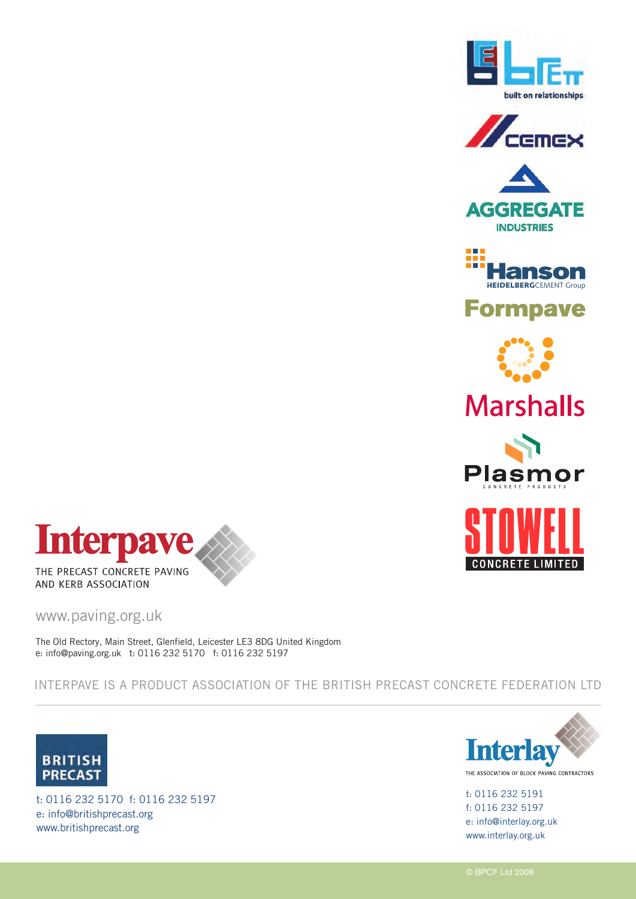built on relationships

CEMEX

AGGREGATE INDUSTRIES

Hanson
HEIDELBERGCEMENT Group

Formpave

Marshalls

Plasmor
CONCRETE PRODUCTS

STOWELL
CONCRETE LIMITED

Interpave
THE PRECAST CONCRETE PAVING AND KERB ASSOCIATION

www.paving.org.uk

The Old Rectory, Main Street, Glenfield, Leicester LE3 8DG United Kingdom
e: info@paving.org.uk t: 0116 232 5170 f: 0116 232 5197

INTERPAVE IS A PRODUCT ASSOCIATION OF THE BRITISH PRECAST CONCRETE FEDERATION LTD

BRITISH PRECAST

t: 0116 232 5170 f: 0116 232 5197
e: info@britishprecast.org
www.britishprecast.org

Interlay
THE ASSOCIATION OF BLOCK PAVING CONTRACTORS

t: 0116 232 5191
f: 0116 232 5197
e: info@interlay.org.uk
www.interlay.org.uk

© BPCF Ltd 2008